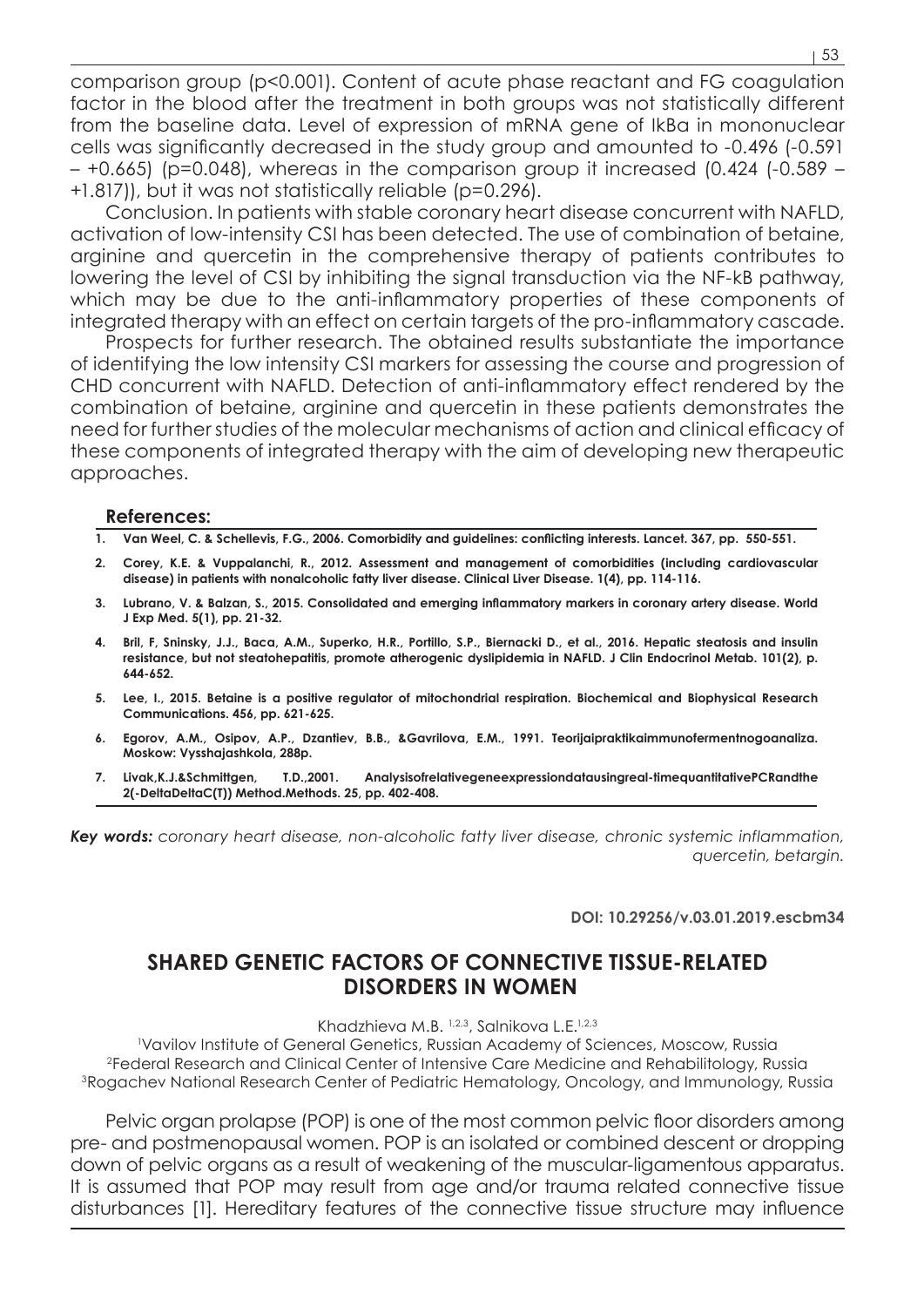comparison group ($p<0.001$). Content of acute phase reactant and FG coagulation factor in the blood after the treatment in both groups was not statistically different from the baseline data. Level of expression of mRNA gene of IkBa in mononuclear cells was significantly decreased in the study group and amounted to -0.496 (-0.591 – +0.665) ($p=0.048$), whereas in the comparison group it increased (0.424 (-0.589 – +1.817)), but it was not statistically reliable ($p=0.296$).

Conclusion. In patients with stable coronary heart disease concurrent with NAFLD, activation of low-intensity CSI has been detected. The use of combination of betaine, arginine and quercetin in the comprehensive therapy of patients contributes to lowering the level of CSI by inhibiting the signal transduction via the NF-kB pathway, which may be due to the anti-inflammatory properties of these components of integrated therapy with an effect on certain targets of the pro-inflammatory cascade.

Prospects for further research. The obtained results substantiate the importance of identifying the low intensity CSI markers for assessing the course and progression of CHD concurrent with NAFLD. Detection of anti-inflammatory effect rendered by the combination of betaine, arginine and quercetin in these patients demonstrates the need for further studies of the molecular mechanisms of action and clinical efficacy of these components of integrated therapy with the aim of developing new therapeutic approaches.

### References:

1. **Van Weel, C. & Schellevis, F.G., 2006. Comorbidity and guidelines: conflicting interests. Lancet. 367, pp. 550-551.**
2. **Corey, K.E. & Vuppalanchi, R., 2012. Assessment and management of comorbidities (including cardiovascular disease) in patients with nonalcoholic fatty liver disease. Clinical Liver Disease. 1(4), pp. 114-116.**
3. **Lubrano, V. & Balzan, S., 2015. Consolidated and emerging inflammatory markers in coronary artery disease. World J Exp Med. 5(1), pp. 21-32.**
4. **Bril, F, Sninsky, J.J., Baca, A.M., Superko, H.R., Portillo, S.P., Biernacki D., et al., 2016. Hepatic steatosis and insulin resistance, but not steatohepatitis, promote atherogenic dyslipidemia in NAFLD. J Clin Endocrinol Metab. 101(2), p. 644-652.**
5. **Lee, I., 2015. Betaine is a positive regulator of mitochondrial respiration. Biochemical and Biophysical Research Communications. 456, pp. 621-625.**
6. **Egorov, A.M., Osipov, A.P., Dzantiev, B.B., &Gavrilova, E.M., 1991. Teorijaipraktikaimmunofermentnogoanaliza. Moskow: Vysshajashkola, 288p.**
7. **Livak,K.J.&Schmittgen, T.D.,2001. Analysisofrelativegeneexpressiondatausingreal-timequantitativePCRandthe 2(-DeltaDeltaC(T)) Method.Methods. 25, pp. 402-408.**

***Key words:*** *coronary heart disease, non-alcoholic fatty liver disease, chronic systemic inflammation, quercetin, betargin.*

**DOI: 10.29256/v.03.01.2019.escbm34**

## SHARED GENETIC FACTORS OF CONNECTIVE TISSUE-RELATED DISORDERS IN WOMEN

Khadzhieva M.B. [1,2,3], Salnikova L.E.[1,2,3]

[1]Vavilov Institute of General Genetics, Russian Academy of Sciences, Moscow, Russia
[2]Federal Research and Clinical Center of Intensive Care Medicine and Rehabilitology, Russia
[3]Rogachev National Research Center of Pediatric Hematology, Oncology, and Immunology, Russia

Pelvic organ prolapse (POP) is one of the most common pelvic floor disorders among pre- and postmenopausal women. POP is an isolated or combined descent or dropping down of pelvic organs as a result of weakening of the muscular-ligamentous apparatus. It is assumed that POP may result from age and/or trauma related connective tissue disturbances [1]. Hereditary features of the connective tissue structure may influence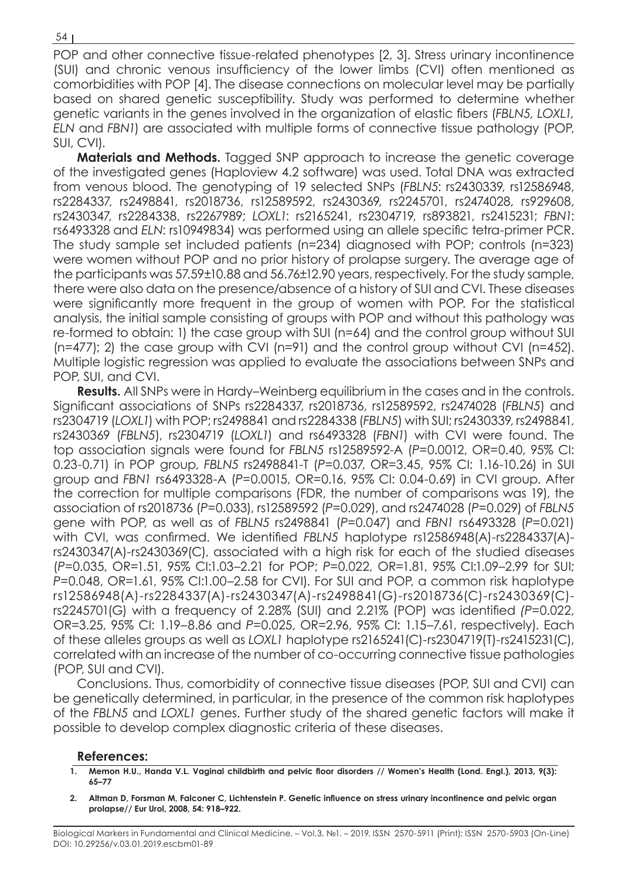POP and other connective tissue-related phenotypes [2, 3]. Stress urinary incontinence (SUI) and chronic venous insufficiency of the lower limbs (CVI) often mentioned as comorbidities with POP [4]. The disease connections on molecular level may be partially based on shared genetic susceptibility. Study was performed to determine whether genetic variants in the genes involved in the organization of elastic fibers (*FBLN5, LOXL1, ELN* and *FBN1*) are associated with multiple forms of connective tissue pathology (POP, SUI, CVI).

**Materials and Methods.** Tagged SNP approach to increase the genetic coverage of the investigated genes (Haploview 4.2 software) was used. Total DNA was extracted from venous blood. The genotyping of 19 selected SNPs (*FBLN5*: rs2430339, rs12586948, rs2284337, rs2498841, rs2018736, rs12589592, rs2430369, rs2245701, rs2474028, rs929608, rs2430347, rs2284338, rs2267989; *LOXL1*: rs2165241, rs2304719, rs893821, rs2415231; *FBN1*: rs6493328 and *ELN*: rs10949834) was performed using an allele specific tetra-primer PCR. The study sample set included patients (n=234) diagnosed with POP; controls (n=323) were women without POP and no prior history of prolapse surgery. The average age of the participants was 57.59±10.88 and 56.76±12.90 years, respectively. For the study sample, there were also data on the presence/absence of a history of SUI and CVI. These diseases were significantly more frequent in the group of women with POP. For the statistical analysis, the initial sample consisting of groups with POP and without this pathology was re-formed to obtain: 1) the case group with SUI (n=64) and the control group without SUI (n=477); 2) the case group with CVI (n=91) and the control group without CVI (n=452). Multiple logistic regression was applied to evaluate the associations between SNPs and POP, SUI, and CVI.

**Results.** All SNPs were in Hardy–Weinberg equilibrium in the cases and in the controls. Significant associations of SNPs rs2284337, rs2018736, rs12589592, rs2474028 (*FBLN5*) and rs2304719 (*LOXL1*) with POP; rs2498841 and rs2284338 (*FBLN5*) with SUI; rs2430339, rs2498841, rs2430369 (*FBLN5*), rs2304719 (*LOXL1*) and rs6493328 (*FBN1*) with CVI were found. The top association signals were found for *FBLN5* rs12589592-A (*P*=0.0012, OR=0.40, 95% CI: 0.23-0.71) in POP group, *FBLN5* rs2498841-T (*P*=0.037, OR=3.45, 95% CI: 1.16-10.26) in SUI group and *FBN1* rs6493328-A (*P*=0.0015, OR=0.16, 95% CI: 0.04-0.69) in CVI group. After the correction for multiple comparisons (FDR, the number of comparisons was 19), the association of rs2018736 (*P*=0.033), rs12589592 (*P*=0.029), and rs2474028 (*P*=0.029) of *FBLN5* gene with POP, as well as of *FBLN5* rs2498841 (*P*=0.047) and *FBN1* rs6493328 (*P*=0.021) with CVI, was confirmed. We identified *FBLN5* haplotype rs12586948(A)-rs2284337(A)-rs2430347(A)-rs2430369(C), associated with a high risk for each of the studied diseases (*P*=0.035, OR=1.51, 95% CI:1.03–2.21 for POP; *P*=0.022, OR=1.81, 95% CI:1.09–2.99 for SUI; *P*=0.048, OR=1.61, 95% CI:1.00–2.58 for CVI). For SUI and POP, a common risk haplotype rs12586948(A)-rs2284337(A)-rs2430347(A)-rs2498841(G)-rs2018736(C)-rs2430369(C)-rs2245701(G) with a frequency of 2.28% (SUI) and 2.21% (POP) was identified *(P*=0.022, OR=3.25, 95% CI: 1.19–8.86 and *P*=0.025, OR=2.96, 95% CI: 1.15–7.61, respectively). Each of these alleles groups as well as *LOXL1* haplotype rs2165241(C)-rs2304719(T)-rs2415231(C), correlated with an increase of the number of co-occurring connective tissue pathologies (POP, SUI and CVI).

Conclusions. Thus, comorbidity of connective tissue diseases (POP, SUI and CVI) can be genetically determined, in particular, in the presence of the common risk haplotypes of the *FBLN5* and *LOXL1* genes. Further study of the shared genetic factors will make it possible to develop complex diagnostic criteria of these diseases.

**References:**

1. **Memon H.U., Handa V.L. Vaginal childbirth and pelvic floor disorders // Women's Health (Lond. Engl.), 2013, 9(3): 65–77**
2. **Altman D, Forsman M, Falconer C, Lichtenstein P. Genetic influence on stress urinary incontinence and pelvic organ prolapse// Eur Urol, 2008, 54: 918–922.**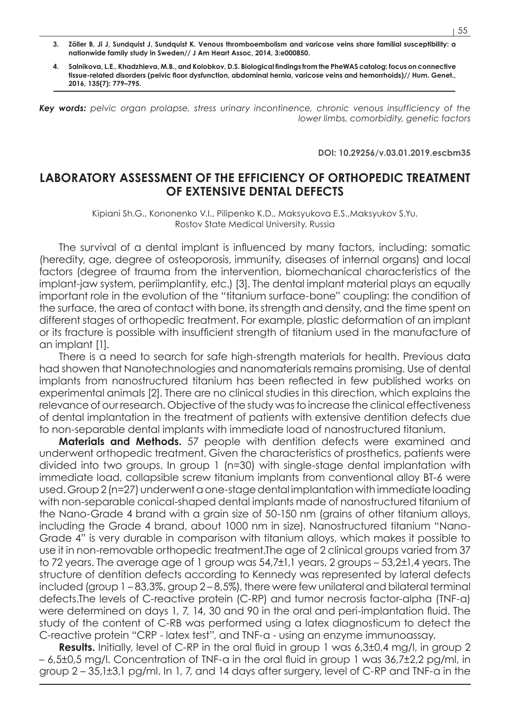3. **Zöller B, Ji J, Sundquist J, Sundquist K. Venous thromboembolism and varicose veins share familial susceptibility: a nationwide family study in Sweden// J Am Heart Assoc, 2014, 3:e000850.**

4. **Salnikova, L.E., Khadzhieva, M.B., and Kolobkov, D.S. Biological findings from the PheWAS catalog: focus on connective tissue-related disorders (pelvic floor dysfunction, abdominal hernia, varicose veins and hemorrhoids)// Hum. Genet., 2016, 135(7): 779–795.**

***Key words:*** *pelvic organ prolapse, stress urinary incontinence, chronic venous insufficiency of the lower limbs, comorbidity, genetic factors*

**DOI: 10.29256/v.03.01.2019.escbm35**

## LABORATORY ASSESSMENT OF THE EFFICIENCY OF ORTHOPEDIC TREATMENT OF EXTENSIVE DENTAL DEFECTS

Kipiani Sh.G., Kononenko V.I., Pilipenko K.D., Maksyukova E.S.,Maksyukov S.Yu.
Rostov State Medical University, Russia

The survival of a dental implant is influenced by many factors, including: somatic (heredity, age, degree of osteoporosis, immunity, diseases of internal organs) and local factors (degree of trauma from the intervention, biomechanical characteristics of the implant-jaw system, periimplantity, etc.) [3]. The dental implant material plays an equally important role in the evolution of the "titanium surface-bone" coupling: the condition of the surface, the area of contact with bone, its strength and density, and the time spent on different stages of orthopedic treatment. For example, plastic deformation of an implant or its fracture is possible with insufficient strength of titanium used in the manufacture of an implant [1].

There is a need to search for safe high-strength materials for health. Previous data had shown that Nanotechnologies and nanomaterials remains promising. Use of dental implants from nanostructured titanium has been reflected in few published works on experimental animals [2]. There are no clinical studies in this direction, which explains the relevance of our research. Objective of the study was to increase the clinical effectiveness of dental implantation in the treatment of patients with extensive dentition defects due to non-separable dental implants with immediate load of nanostructured titanium.

**Materials and Methods.** 57 people with dentition defects were examined and underwent orthopedic treatment. Given the characteristics of prosthetics, patients were divided into two groups. In group 1 (n=30) with single-stage dental implantation with immediate load, collapsible screw titanium implants from conventional alloy BT-6 were used. Group 2 (n=27) underwent a one-stage dental implantation with immediate loading with non-separable conical-shaped dental implants made of nanostructured titanium of the Nano-Grade 4 brand with a grain size of 50-150 nm (grains of other titanium alloys, including the Grade 4 brand, about 1000 nm in size). Nanostructured titanium "Nano-Grade 4" is very durable in comparison with titanium alloys, which makes it possible to use it in non-removable orthopedic treatment.The age of 2 clinical groups varied from 37 to 72 years. The average age of 1 group was 54,7±1,1 years, 2 groups – 53,2±1,4 years. The structure of dentition defects according to Kennedy was represented by lateral defects included (group 1 – 83,3%, group 2 – 8,5%), there were few unilateral and bilateral terminal defects.The levels of C-reactive protein (C-RP) and tumor necrosis factor-alpha (TNF-α) were determined on days 1, 7, 14, 30 and 90 in the oral and peri-implantation fluid. The study of the content of C-RB was performed using a latex diagnosticum to detect the C-reactive protein "CRP - latex test", and TNF-α - using an enzyme immunoassay.

**Results.** Initially, level of C-RP in the oral fluid in group 1 was 6,3±0,4 mg/l, in group 2 – 6,5±0,5 mg/l. Concentration of TNF-α in the oral fluid in group 1 was 36,7±2,2 pg/ml, in group 2 – 35,1±3,1 pg/ml. In 1, 7, and 14 days after surgery, level of C-RP and TNF-α in the